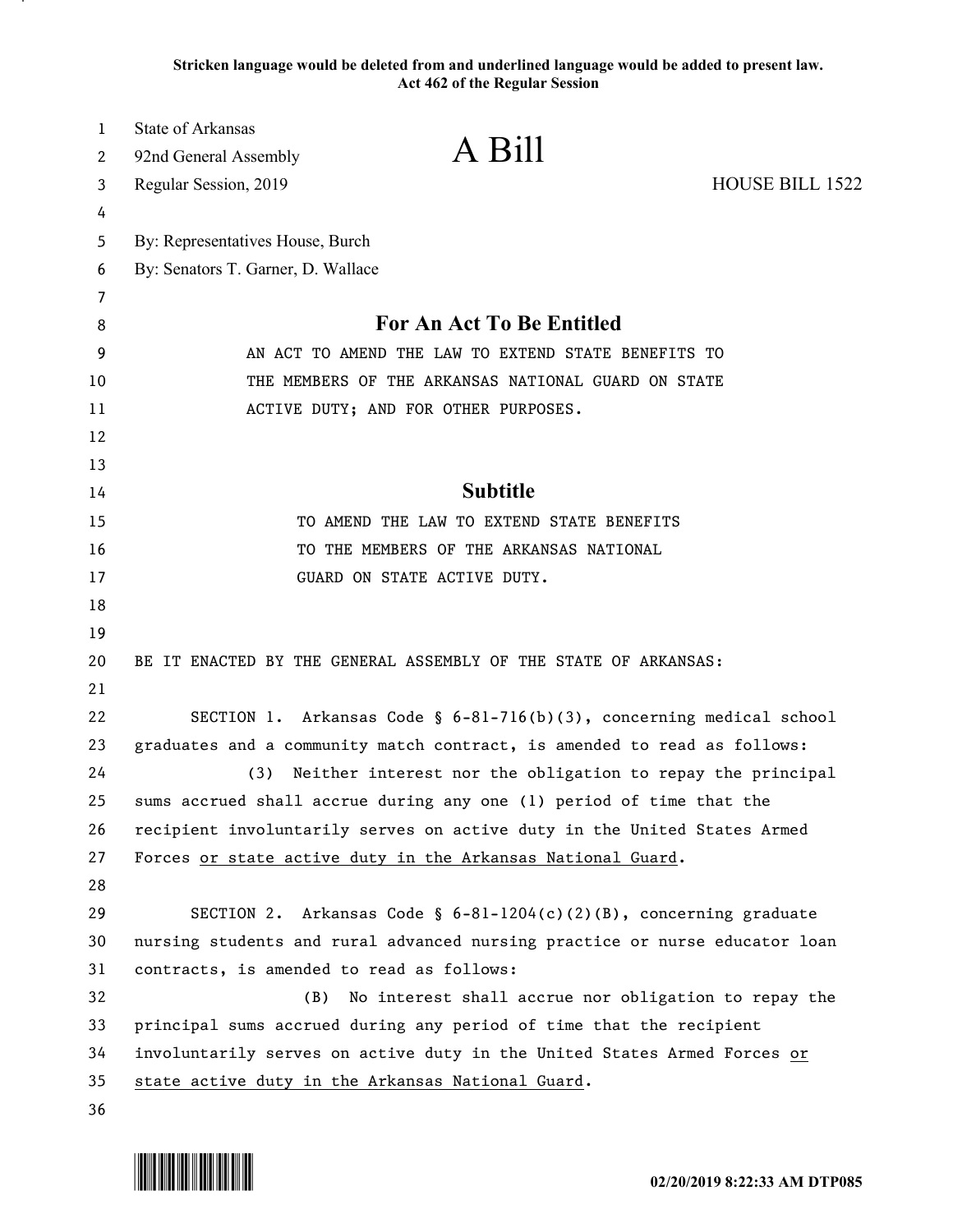**Stricken language would be deleted from and underlined language would be added to present law.**
**Act 462 of the Regular Session**

State of Arkansas
92nd General Assembly
Regular Session, 2019

# A Bill

HOUSE BILL 1522

By: Representatives House, Burch
By: Senators T. Garner, D. Wallace

## For An Act To Be Entitled

AN ACT TO AMEND THE LAW TO EXTEND STATE BENEFITS TO THE MEMBERS OF THE ARKANSAS NATIONAL GUARD ON STATE ACTIVE DUTY; AND FOR OTHER PURPOSES.

## Subtitle

TO AMEND THE LAW TO EXTEND STATE BENEFITS TO THE MEMBERS OF THE ARKANSAS NATIONAL GUARD ON STATE ACTIVE DUTY.

BE IT ENACTED BY THE GENERAL ASSEMBLY OF THE STATE OF ARKANSAS:

SECTION 1. Arkansas Code § 6-81-716(b)(3), concerning medical school graduates and a community match contract, is amended to read as follows:

(3) Neither interest nor the obligation to repay the principal sums accrued shall accrue during any one (1) period of time that the recipient involuntarily serves on active duty in the United States Armed Forces <u>or state active duty in the Arkansas National Guard</u>.

SECTION 2. Arkansas Code § 6-81-1204(c)(2)(B), concerning graduate nursing students and rural advanced nursing practice or nurse educator loan contracts, is amended to read as follows:

(B) No interest shall accrue nor obligation to repay the principal sums accrued during any period of time that the recipient involuntarily serves on active duty in the United States Armed Forces <u>or state active duty in the Arkansas National Guard</u>.

02/20/2019 8:22:33 AM DTP085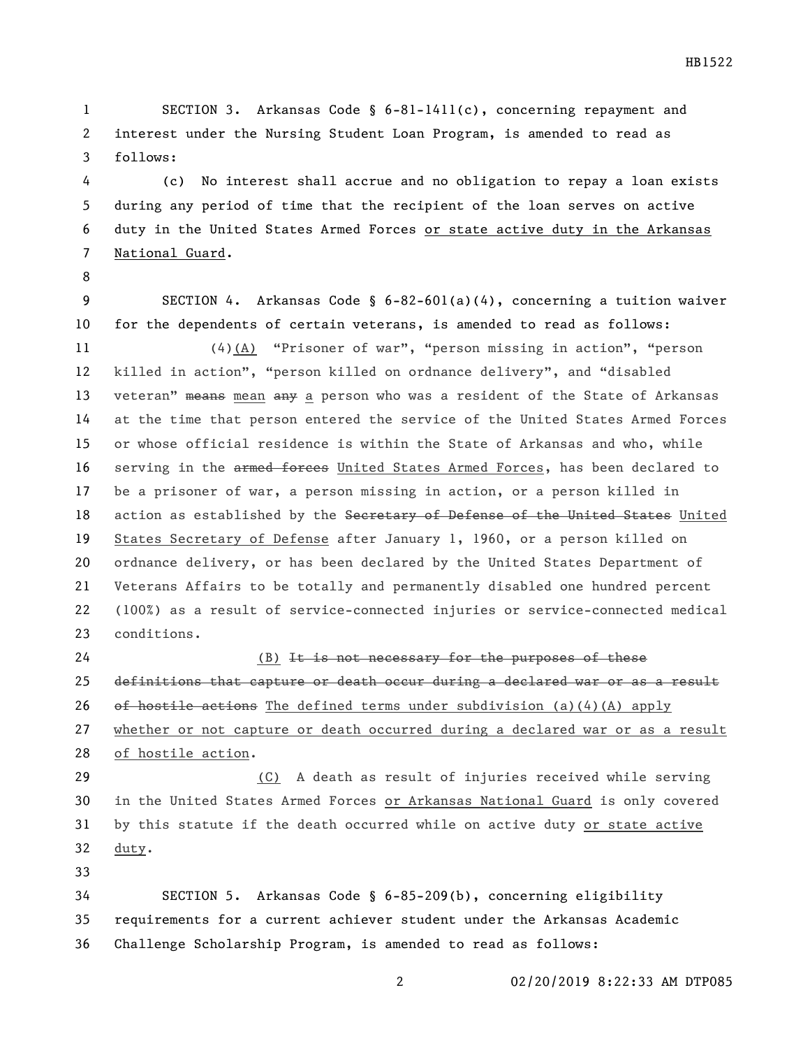SECTION 3. Arkansas Code § 6-81-1411(c), concerning repayment and interest under the Nursing Student Loan Program, is amended to read as follows:

(c) No interest shall accrue and no obligation to repay a loan exists during any period of time that the recipient of the loan serves on active duty in the United States Armed Forces <u>or state active duty in the Arkansas National Guard</u>.

SECTION 4. Arkansas Code § 6-82-601(a)(4), concerning a tuition waiver for the dependents of certain veterans, is amended to read as follows:

(4)<u>(A)</u> "Prisoner of war", "person missing in action", "person killed in action", "person killed on ordnance delivery", and "disabled veteran" ~~means~~ <u>mean</u> ~~any~~ <u>a</u> person who was a resident of the State of Arkansas at the time that person entered the service of the United States Armed Forces or whose official residence is within the State of Arkansas and who, while serving in the ~~armed forces~~ <u>United States Armed Forces</u>, has been declared to be a prisoner of war, a person missing in action, or a person killed in action as established by the ~~Secretary of Defense of the United States~~ <u>United States Secretary of Defense</u> after January 1, 1960, or a person killed on ordnance delivery, or has been declared by the United States Department of Veterans Affairs to be totally and permanently disabled one hundred percent (100%) as a result of service-connected injuries or service-connected medical conditions.

<u>(B)</u> ~~It is not necessary for the purposes of these definitions that capture or death occur during a declared war or as a result of hostile actions~~ <u>The defined terms under subdivision (a)(4)(A) apply whether or not capture or death occurred during a declared war or as a result of hostile action</u>.

<u>(C)</u> A death as result of injuries received while serving in the United States Armed Forces <u>or Arkansas National Guard</u> is only covered by this statute if the death occurred while on active duty <u>or state active duty</u>.

SECTION 5. Arkansas Code § 6-85-209(b), concerning eligibility requirements for a current achiever student under the Arkansas Academic Challenge Scholarship Program, is amended to read as follows: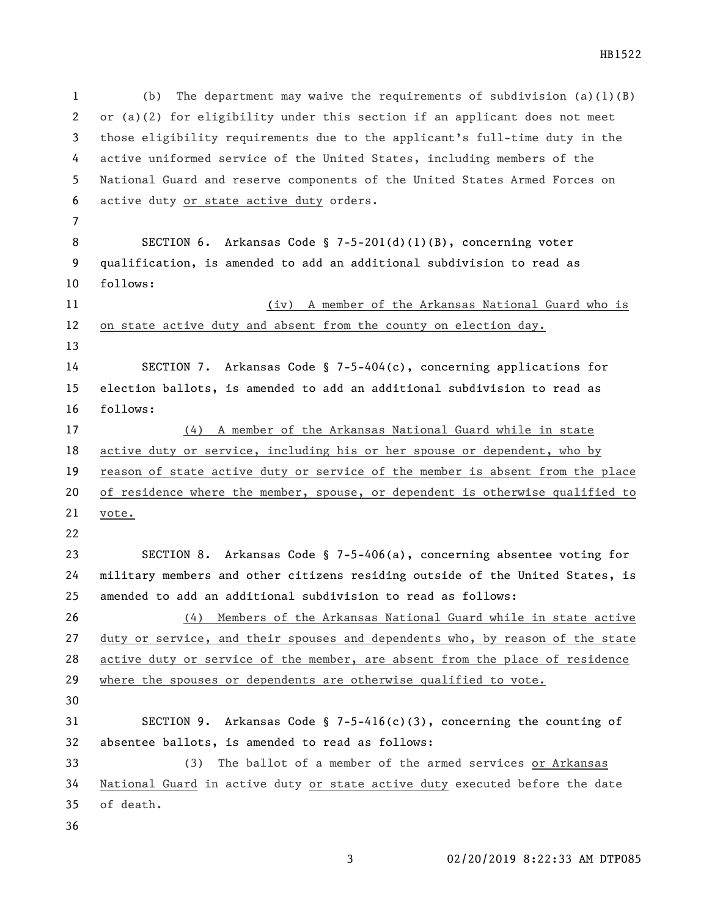(b) The department may waive the requirements of subdivision (a)(1)(B) or (a)(2) for eligibility under this section if an applicant does not meet those eligibility requirements due to the applicant's full-time duty in the active uniformed service of the United States, including members of the National Guard and reserve components of the United States Armed Forces on active duty or state active duty orders.

SECTION 6. Arkansas Code § 7-5-201(d)(1)(B), concerning voter qualification, is amended to add an additional subdivision to read as follows:

(iv) A member of the Arkansas National Guard who is on state active duty and absent from the county on election day.

SECTION 7. Arkansas Code § 7-5-404(c), concerning applications for election ballots, is amended to add an additional subdivision to read as follows:

(4) A member of the Arkansas National Guard while in state active duty or service, including his or her spouse or dependent, who by reason of state active duty or service of the member is absent from the place of residence where the member, spouse, or dependent is otherwise qualified to vote.

SECTION 8. Arkansas Code § 7-5-406(a), concerning absentee voting for military members and other citizens residing outside of the United States, is amended to add an additional subdivision to read as follows:

(4) Members of the Arkansas National Guard while in state active duty or service, and their spouses and dependents who, by reason of the state active duty or service of the member, are absent from the place of residence where the spouses or dependents are otherwise qualified to vote.

SECTION 9. Arkansas Code § 7-5-416(c)(3), concerning the counting of absentee ballots, is amended to read as follows:

(3) The ballot of a member of the armed services or Arkansas National Guard in active duty or state active duty executed before the date of death.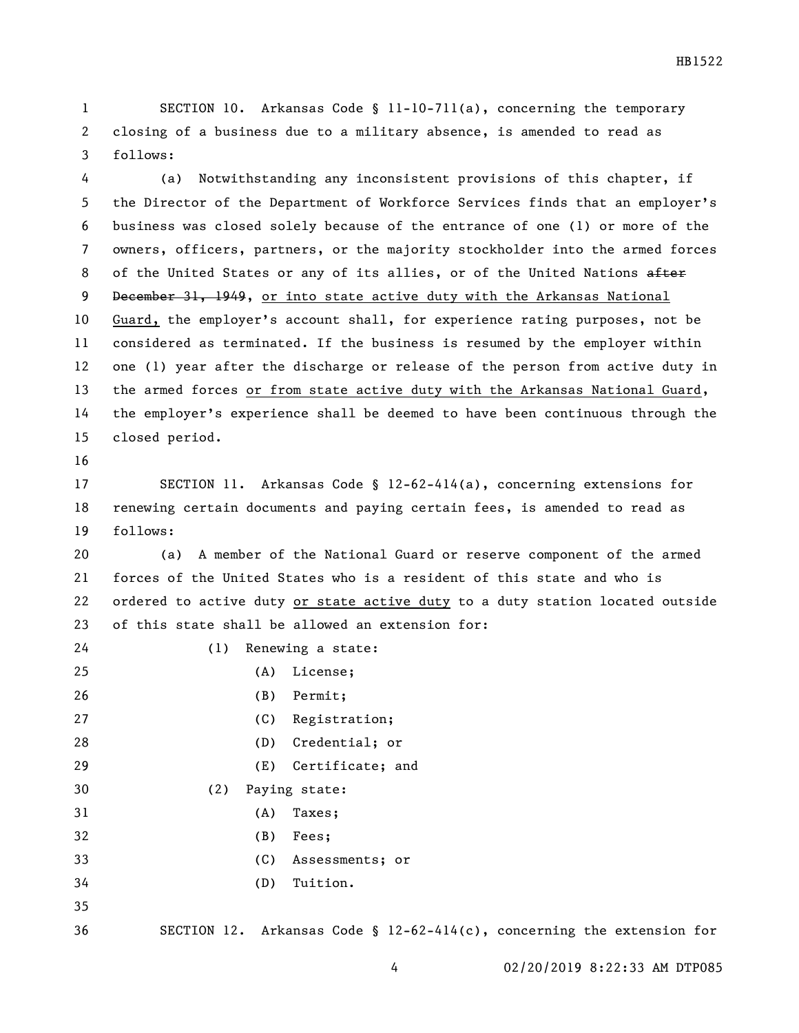SECTION 10. Arkansas Code § 11-10-711(a), concerning the temporary closing of a business due to a military absence, is amended to read as follows:

(a) Notwithstanding any inconsistent provisions of this chapter, if the Director of the Department of Workforce Services finds that an employer's business was closed solely because of the entrance of one (1) or more of the owners, officers, partners, or the majority stockholder into the armed forces of the United States or any of its allies, or of the United Nations ~~after December 31, 1949~~, or into state active duty with the Arkansas National Guard, the employer's account shall, for experience rating purposes, not be considered as terminated. If the business is resumed by the employer within one (1) year after the discharge or release of the person from active duty in the armed forces or from state active duty with the Arkansas National Guard, the employer's experience shall be deemed to have been continuous through the closed period.

SECTION 11. Arkansas Code § 12-62-414(a), concerning extensions for renewing certain documents and paying certain fees, is amended to read as follows:

(a) A member of the National Guard or reserve component of the armed forces of the United States who is a resident of this state and who is ordered to active duty or state active duty to a duty station located outside of this state shall be allowed an extension for:

(1) Renewing a state:

(A) License;

(B) Permit;

(C) Registration;

(D) Credential; or

(E) Certificate; and

(2) Paying state:

(A) Taxes;

(B) Fees;

(C) Assessments; or

(D) Tuition.

SECTION 12. Arkansas Code § 12-62-414(c), concerning the extension for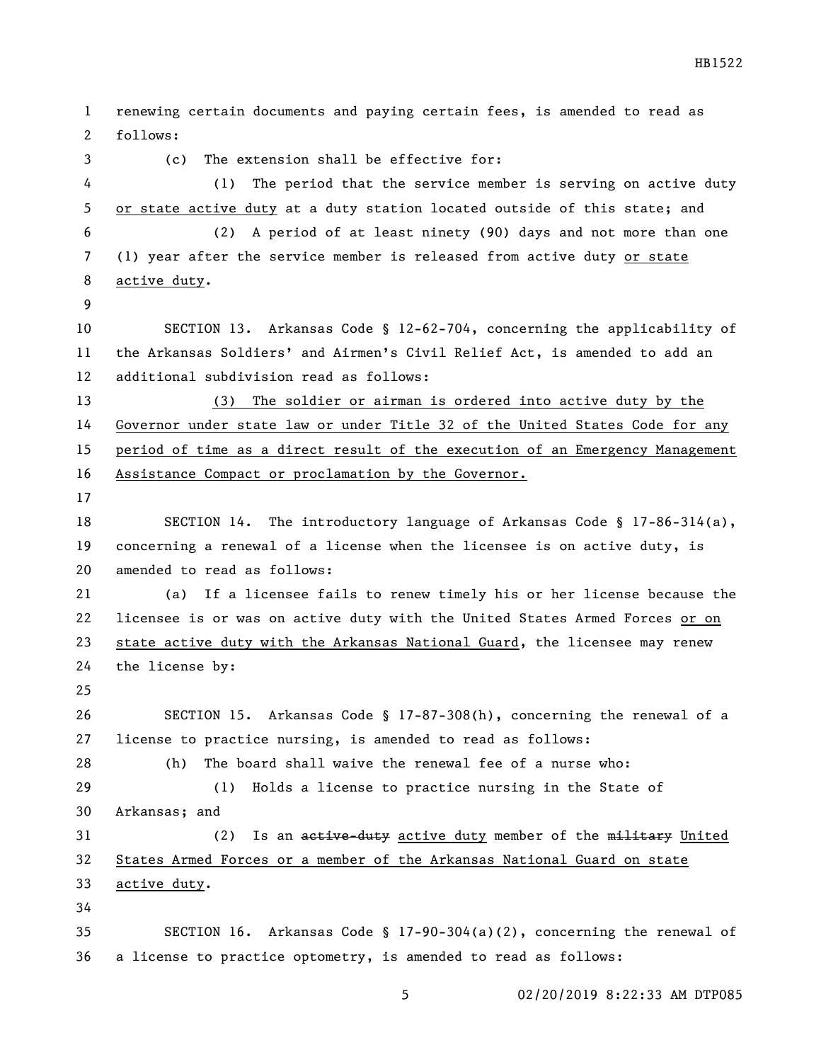renewing certain documents and paying certain fees, is amended to read as follows:

(c) The extension shall be effective for:

(1) The period that the service member is serving on active duty <u>or state active duty</u> at a duty station located outside of this state; and

(2) A period of at least ninety (90) days and not more than one (1) year after the service member is released from active duty <u>or state active duty</u>.

SECTION 13. Arkansas Code § 12-62-704, concerning the applicability of the Arkansas Soldiers' and Airmen's Civil Relief Act, is amended to add an additional subdivision read as follows:

<u>(3) The soldier or airman is ordered into active duty by the Governor under state law or under Title 32 of the United States Code for any period of time as a direct result of the execution of an Emergency Management Assistance Compact or proclamation by the Governor.</u>

SECTION 14. The introductory language of Arkansas Code § 17-86-314(a), concerning a renewal of a license when the licensee is on active duty, is amended to read as follows:

(a) If a licensee fails to renew timely his or her license because the licensee is or was on active duty with the United States Armed Forces <u>or on state active duty with the Arkansas National Guard</u>, the licensee may renew the license by:

SECTION 15. Arkansas Code § 17-87-308(h), concerning the renewal of a license to practice nursing, is amended to read as follows:

(h) The board shall waive the renewal fee of a nurse who:

(1) Holds a license to practice nursing in the State of Arkansas; and

(2) Is an ~~active-duty~~ <u>active duty</u> member of the ~~military~~ <u>United States Armed Forces or a member of the Arkansas National Guard on state active duty</u>.

SECTION 16. Arkansas Code § 17-90-304(a)(2), concerning the renewal of a license to practice optometry, is amended to read as follows: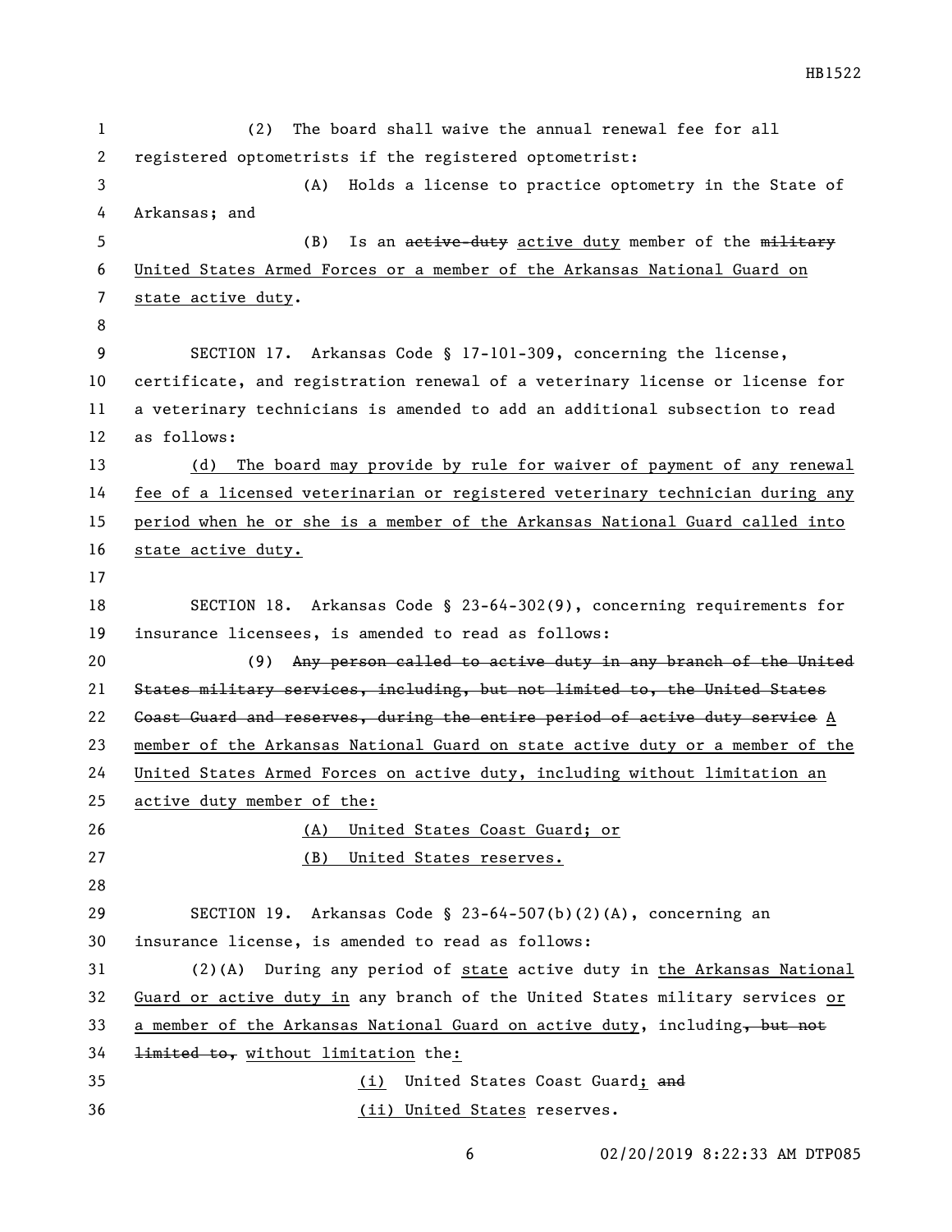(2) The board shall waive the annual renewal fee for all registered optometrists if the registered optometrist:

(A) Holds a license to practice optometry in the State of Arkansas; and

(B) Is an ~~active-duty~~ active duty member of the ~~military~~ United States Armed Forces or a member of the Arkansas National Guard on state active duty.

SECTION 17. Arkansas Code § 17-101-309, concerning the license, certificate, and registration renewal of a veterinary license or license for a veterinary technicians is amended to add an additional subsection to read as follows:

(d) The board may provide by rule for waiver of payment of any renewal fee of a licensed veterinarian or registered veterinary technician during any period when he or she is a member of the Arkansas National Guard called into state active duty.

SECTION 18. Arkansas Code § 23-64-302(9), concerning requirements for insurance licensees, is amended to read as follows:

(9) ~~Any person called to active duty in any branch of the United States military services, including, but not limited to, the United States Coast Guard and reserves, during the entire period of active duty service~~ A member of the Arkansas National Guard on state active duty or a member of the United States Armed Forces on active duty, including without limitation an active duty member of the:

(A) United States Coast Guard; or

(B) United States reserves.

SECTION 19. Arkansas Code § 23-64-507(b)(2)(A), concerning an insurance license, is amended to read as follows:

(2)(A) During any period of state active duty in the Arkansas National Guard or active duty in any branch of the United States military services or a member of the Arkansas National Guard on active duty, including~~, but not limited to,~~ without limitation the:

(i) United States Coast Guard; ~~and~~

(ii) United States reserves.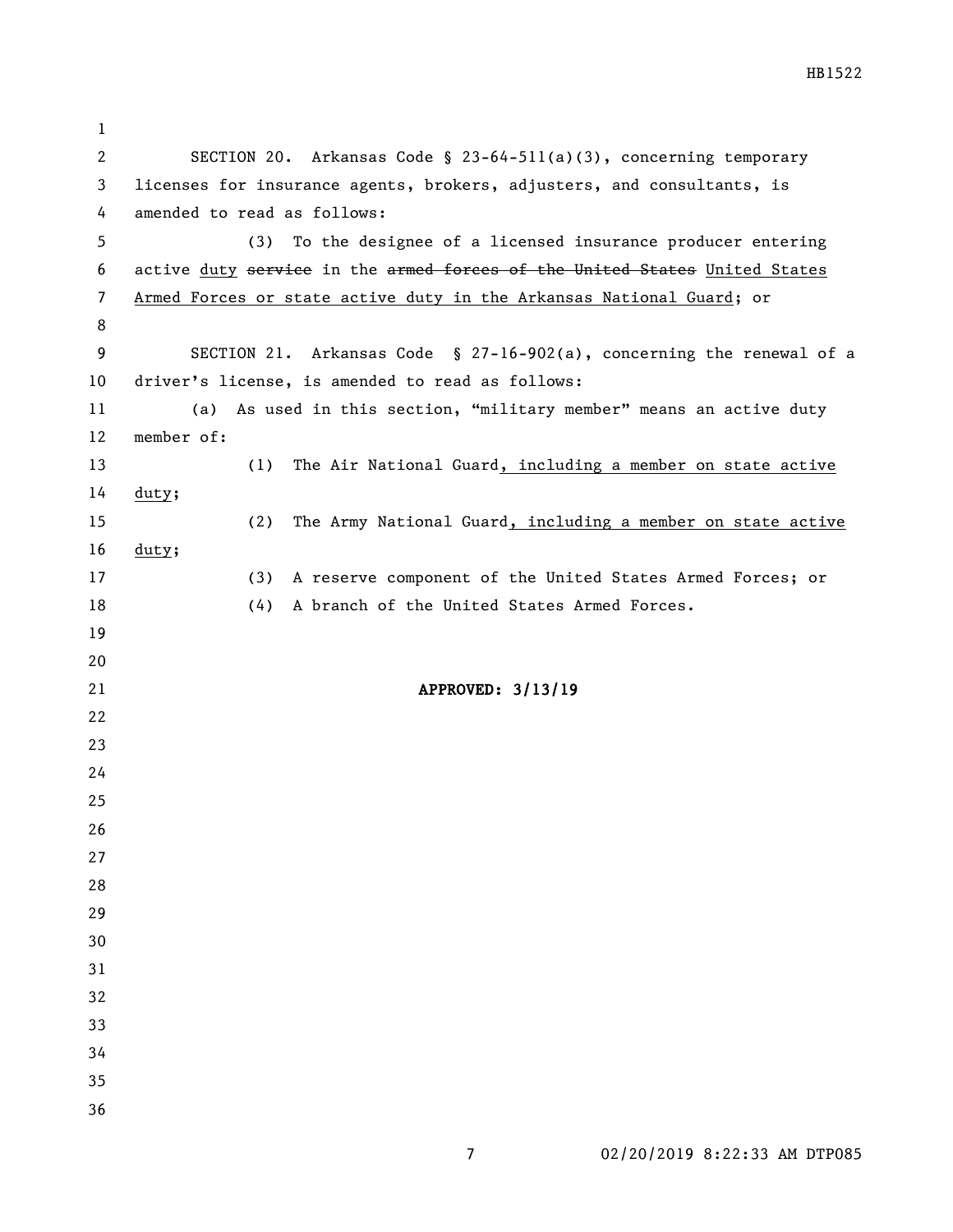SECTION 20. Arkansas Code § 23-64-511(a)(3), concerning temporary licenses for insurance agents, brokers, adjusters, and consultants, is amended to read as follows:

(3) To the designee of a licensed insurance producer entering active <u>duty</u> ~~service~~ in the ~~armed forces of the United States~~ <u>United States Armed Forces or state active duty in the Arkansas National Guard</u>; or

SECTION 21. Arkansas Code § 27-16-902(a), concerning the renewal of a driver's license, is amended to read as follows:

(a) As used in this section, "military member" means an active duty member of:

(1) The Air National Guard<u>, including a member on state active duty</u>;

(2) The Army National Guard<u>, including a member on state active duty</u>;

(3) A reserve component of the United States Armed Forces; or

(4) A branch of the United States Armed Forces.

**APPROVED: 3/13/19**